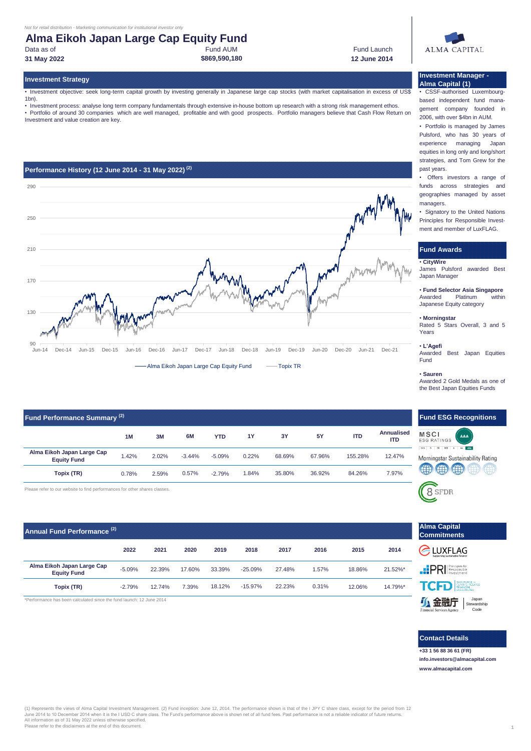*Not for retail distribution - Marketing communication for institutional investor only*

# Alma Eikoh Japan Large Cap Equity Fund

Data as of **31 May 2022**

Fund AUM **$869,590,180**

Fund Launch **12 June 2014**

ALMA CAPITAL

## Investment Strategy

- Investment objective: seek long-term capital growth by investing generally in Japanese large cap stocks (with market capitalisation in excess of US$ 1bn).
- Investment process: analyse long term company fundamentals through extensive in-house bottom up research with a strong risk management ethos.
- Portfolio of around 30 companies which are well managed, profitable and with good prospects. Portfolio managers believe that Cash Flow Return on Investment and value creation are key.

## Performance History (12 June 2014 - 31 May 2022) (2)

Alma Eikoh Japan Large Cap Equity Fund — Topix TR

## Investment Manager - Alma Capital (1)

- CSSF-authorised Luxembourg-based independent fund management company founded in 2006, with over $4bn in AUM.
- Portfolio is managed by James Pulsford, who has 30 years of experience managing Japan equities in long only and long/short strategies, and Tom Grew for the past years.
- Offers investors a range of funds across strategies and geographies managed by asset managers.
- Signatory to the United Nations Principles for Responsible Investment and member of LuxFLAG.

## Fund Awards

- **CityWire**
  James Pulsford awarded Best Japan Manager
- **Fund Selector Asia Singapore**
  Awarded Platinum within Japanese Equity category
- **Morningstar**
  Rated 5 Stars Overall, 3 and 5 Years
- **L'Agefi**
  Awarded Best Japan Equities Fund
- **Sauren**
  Awarded 2 Gold Medals as one of the Best Japan Equities Funds

## Fund Performance Summary (2)

| | 1M | 3M | 6M | YTD | 1Y | 3Y | 5Y | ITD | Annualised ITD |
|---|---|---|---|---|---|---|---|---|---|
| Alma Eikoh Japan Large Cap Equity Fund | 1.42% | 2.02% | -3.44% | -5.09% | 0.22% | 68.69% | 67.96% | 155.28% | 12.47% |
| Topix (TR) | 0.78% | 2.59% | 0.57% | -2.79% | 1.84% | 35.80% | 36.92% | 84.26% | 7.97% |

Please refer to our website to find performances for other shares classes.

## Fund ESG Recognitions

MSCI ESG Ratings AAA

Morningstar Sustainability Rating

8 SFDR

## Annual Fund Performance (2)

| | 2022 | 2021 | 2020 | 2019 | 2018 | 2017 | 2016 | 2015 | 2014 |
|---|---|---|---|---|---|---|---|---|---|
| Alma Eikoh Japan Large Cap Equity Fund | -5.09% | 22.39% | 17.60% | 33.39% | -25.09% | 27.48% | 1.57% | 18.86% | 21.52%* |
| Topix (TR) | -2.79% | 12.74% | 7.39% | 18.12% | -15.97% | 22.23% | 0.31% | 12.06% | 14.79%* |

*Performance has been calculated since the fund launch: 12 June 2014

## Alma Capital Commitments

LUXFLAG — PRI Principles for Responsible Investment — TCFD — 金融庁 Financial Services Agency Japan Stewardship Code

## Contact Details

**+33 1 56 88 36 61 (FR)**
**info.investors@almacapital.com**
**www.almacapital.com**

(1) Represents the views of Alma Capital Investment Management. (2) Fund inception: June 12, 2014. The performance shown is that of the I JPY C share class, except for the period from 12 June 2014 to 10 December 2014 when it is the I USD C share class. The Fund's performance above is shown net of all fund fees. Past performance is not a reliable indicator of future returns.
All information as of 31 May 2022 unless otherwise specified.
Please refer to the disclaimers at the end of this document.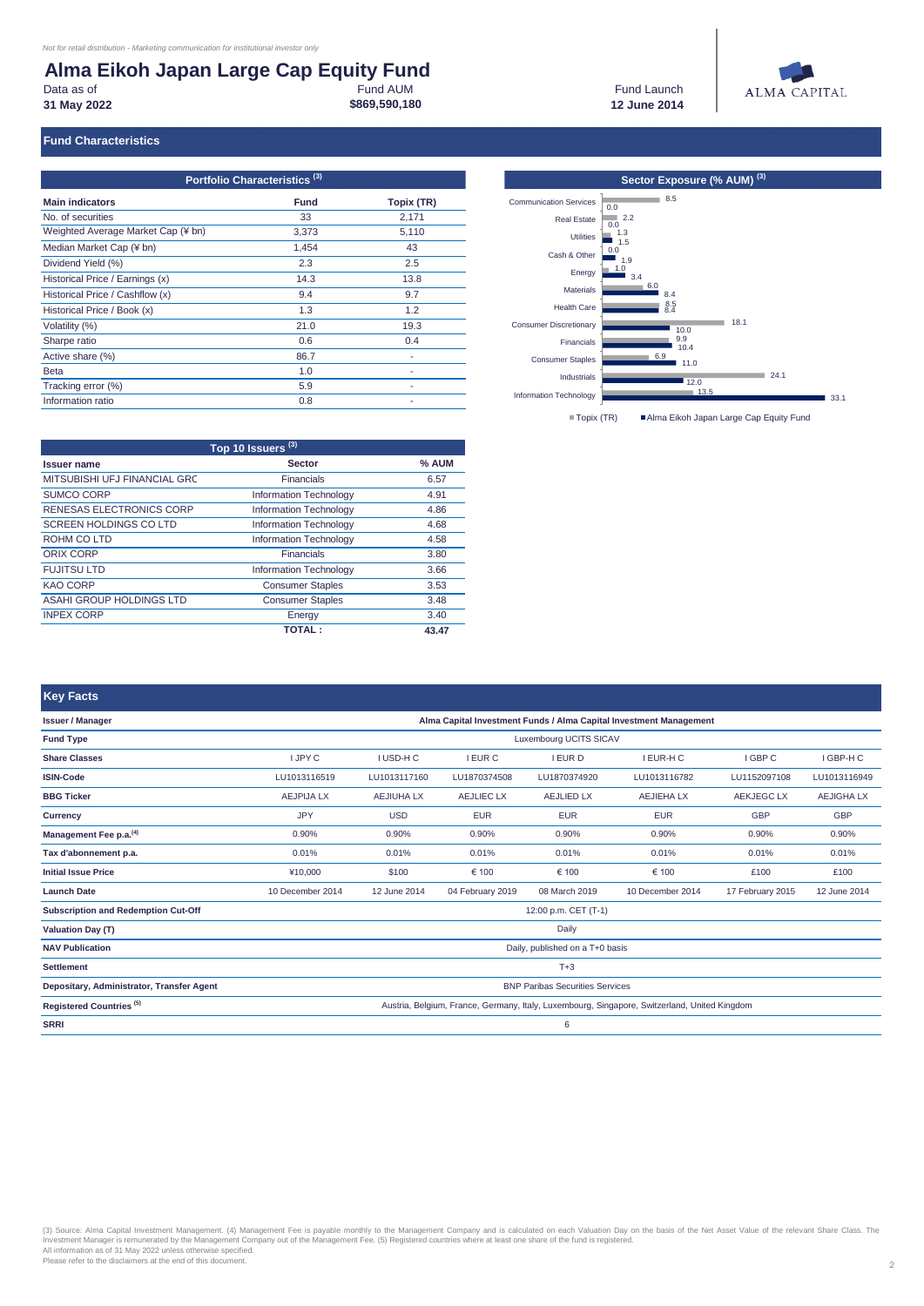*Not for retail distribution - Marketing communication for institutional investor only*

# Alma Eikoh Japan Large Cap Equity Fund

Data as of
**31 May 2022**

Fund AUM
**$869,590,180**

Fund Launch
**12 June 2014**

ALMA CAPITAL

## Fund Characteristics

### Portfolio Characteristics [3]

| Main indicators | Fund | Topix (TR) |
|---|---|---|
| No. of securities | 33 | 2,171 |
| Weighted Average Market Cap (¥ bn) | 3,373 | 5,110 |
| Median Market Cap (¥ bn) | 1,454 | 43 |
| Dividend Yield (%) | 2.3 | 2.5 |
| Historical Price / Earnings (x) | 14.3 | 13.8 |
| Historical Price / Cashflow (x) | 9.4 | 9.7 |
| Historical Price / Book (x) | 1.3 | 1.2 |
| Volatility (%) | 21.0 | 19.3 |
| Sharpe ratio | 0.6 | 0.4 |
| Active share (%) | 86.7 | - |
| Beta | 1.0 | - |
| Tracking error (%) | 5.9 | - |
| Information ratio | 0.8 | - |

### Sector Exposure (% AUM) [3]

Communication Services 8.5 0.0
Real Estate 2.2 0.0
Utilities 1.3 1.5
Cash & Other 0.0 1.9
Energy 1.0 3.4
Materials 6.0 8.4
Health Care 8.5 8.4
Consumer Discretionary 18.1 10.0
Financials 9.9 10.4
Consumer Staples 6.9 11.0
Industrials 24.1 12.0
Information Technology 13.5 33.1

Topix (TR) Alma Eikoh Japan Large Cap Equity Fund

### Top 10 Issuers [3]

| Issuer name | Sector | % AUM |
|---|---|---|
| MITSUBISHI UFJ FINANCIAL GRC | Financials | 6.57 |
| SUMCO CORP | Information Technology | 4.91 |
| RENESAS ELECTRONICS CORP | Information Technology | 4.86 |
| SCREEN HOLDINGS CO LTD | Information Technology | 4.68 |
| ROHM CO LTD | Information Technology | 4.58 |
| ORIX CORP | Financials | 3.80 |
| FUJITSU LTD | Information Technology | 3.66 |
| KAO CORP | Consumer Staples | 3.53 |
| ASAHI GROUP HOLDINGS LTD | Consumer Staples | 3.48 |
| INPEX CORP | Energy | 3.40 |
| | **TOTAL :** | **43.47** |

## Key Facts

| | | | | | | | |
|---|---|---|---|---|---|---|---|
| **Issuer / Manager** | Alma Capital Investment Funds / Alma Capital Investment Management | | | | | | |
| **Fund Type** | Luxembourg UCITS SICAV | | | | | | |
| **Share Classes** | I JPY C | I USD-H C | I EUR C | I EUR D | I EUR-H C | I GBP C | I GBP-H C |
| **ISIN-Code** | LU1013116519 | LU1013117160 | LU1870374508 | LU1870374920 | LU1013116782 | LU1152097108 | LU1013116949 |
| **BBG Ticker** | AEJPIJA LX | AEJIUHA LX | AEJLIEC LX | AEJLIED LX | AEJIEHA LX | AEKJEGC LX | AEJIGHA LX |
| **Currency** | JPY | USD | EUR | EUR | EUR | GBP | GBP |
| **Management Fee p.a.** [4] | 0.90% | 0.90% | 0.90% | 0.90% | 0.90% | 0.90% | 0.90% |
| **Tax d'abonnement p.a.** | 0.01% | 0.01% | 0.01% | 0.01% | 0.01% | 0.01% | 0.01% |
| **Initial Issue Price** | ¥10,000 | $100 | € 100 | € 100 | € 100 | £100 | £100 |
| **Launch Date** | 10 December 2014 | 12 June 2014 | 04 February 2019 | 08 March 2019 | 10 December 2014 | 17 February 2015 | 12 June 2014 |
| **Subscription and Redemption Cut-Off** | 12:00 p.m. CET (T-1) | | | | | | |
| **Valuation Day (T)** | Daily | | | | | | |
| **NAV Publication** | Daily, published on a T+0 basis | | | | | | |
| **Settlement** | T+3 | | | | | | |
| **Depositary, Administrator, Transfer Agent** | BNP Paribas Securities Services | | | | | | |
| **Registered Countries** [5] | Austria, Belgium, France, Germany, Italy, Luxembourg, Singapore, Switzerland, United Kingdom | | | | | | |
| **SRRI** | 6 | | | | | | |

(3) Source: Alma Capital Investment Management. (4) Management Fee is payable monthly to the Management Company and is calculated on each Valuation Day on the basis of the Net Asset Value of the relevant Share Class. The Investment Manager is remunerated by the Management Company out of the Management Fee. (5) Registered countries where at least one share of the fund is registered.
All information as of 31 May 2022 unless otherwise specified.
Please refer to the disclaimers at the end of this document.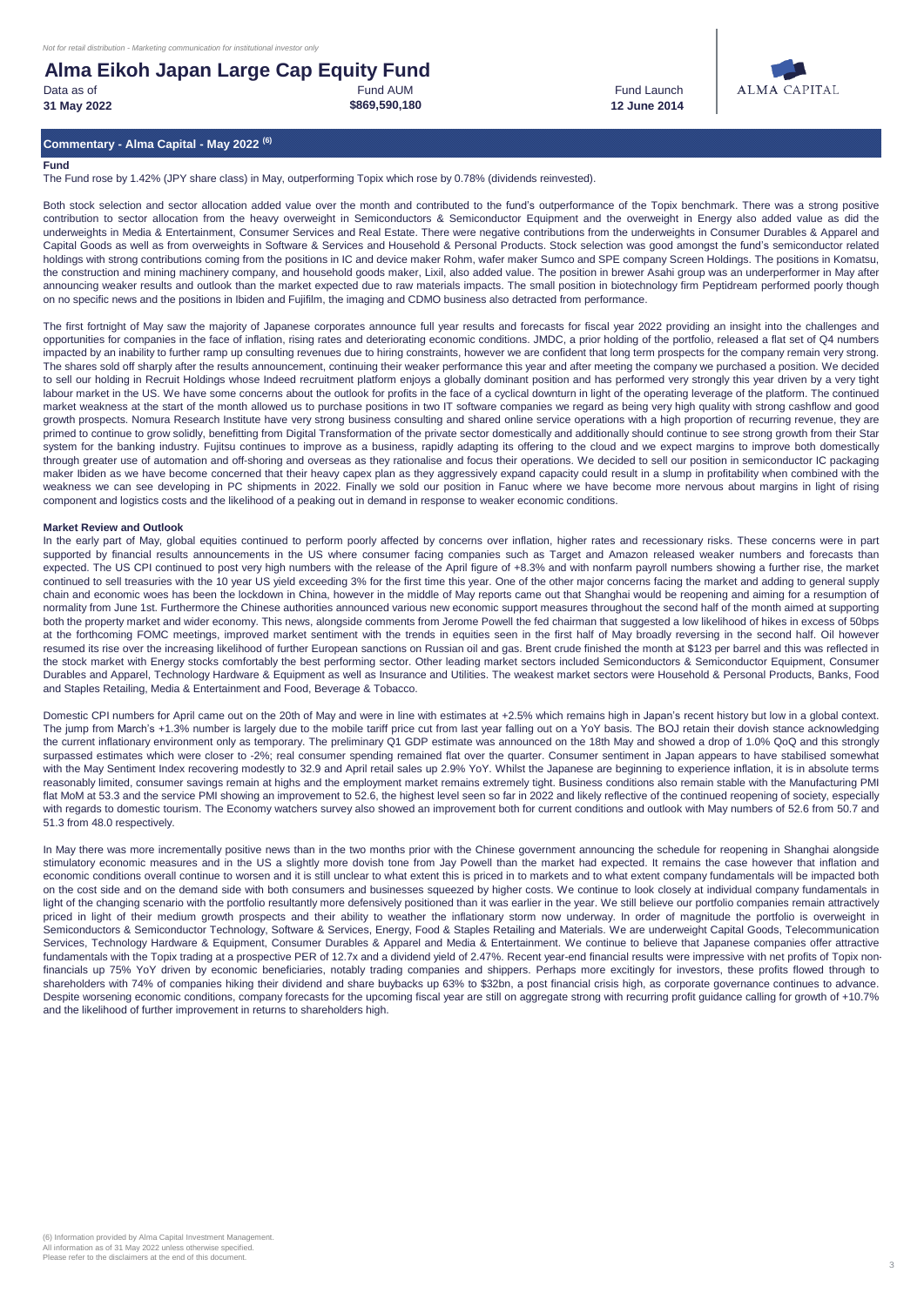*Not for retail distribution - Marketing communication for institutional investor only*

# Alma Eikoh Japan Large Cap Equity Fund

| Data as of | Fund AUM | Fund Launch |
| --- | --- | --- |
| **31 May 2022** | **$869,590,180** | **12 June 2014** |

ALMA CAPITAL

## Commentary - Alma Capital - May 2022 (6)

**Fund**

The Fund rose by 1.42% (JPY share class) in May, outperforming Topix which rose by 0.78% (dividends reinvested).

Both stock selection and sector allocation added value over the month and contributed to the fund's outperformance of the Topix benchmark. There was a strong positive contribution to sector allocation from the heavy overweight in Semiconductors & Semiconductor Equipment and the overweight in Energy also added value as did the underweights in Media & Entertainment, Consumer Services and Real Estate. There were negative contributions from the underweights in Consumer Durables & Apparel and Capital Goods as well as from overweights in Software & Services and Household & Personal Products. Stock selection was good amongst the fund's semiconductor related holdings with strong contributions coming from the positions in IC and device maker Rohm, wafer maker Sumco and SPE company Screen Holdings. The positions in Komatsu, the construction and mining machinery company, and household goods maker, Lixil, also added value. The position in brewer Asahi group was an underperformer in May after announcing weaker results and outlook than the market expected due to raw materials impacts. The small position in biotechnology firm Peptidream performed poorly though on no specific news and the positions in Ibiden and Fujifilm, the imaging and CDMO business also detracted from performance.

The first fortnight of May saw the majority of Japanese corporates announce full year results and forecasts for fiscal year 2022 providing an insight into the challenges and opportunities for companies in the face of inflation, rising rates and deteriorating economic conditions. JMDC, a prior holding of the portfolio, released a flat set of Q4 numbers impacted by an inability to further ramp up consulting revenues due to hiring constraints, however we are confident that long term prospects for the company remain very strong. The shares sold off sharply after the results announcement, continuing their weaker performance this year and after meeting the company we purchased a position. We decided to sell our holding in Recruit Holdings whose Indeed recruitment platform enjoys a globally dominant position and has performed very strongly this year driven by a very tight labour market in the US. We have some concerns about the outlook for profits in the face of a cyclical downturn in light of the operating leverage of the platform. The continued market weakness at the start of the month allowed us to purchase positions in two IT software companies we regard as being very high quality with strong cashflow and good growth prospects. Nomura Research Institute have very strong business consulting and shared online service operations with a high proportion of recurring revenue, they are primed to continue to grow solidly, benefitting from Digital Transformation of the private sector domestically and additionally should continue to see strong growth from their Star system for the banking industry. Fujitsu continues to improve as a business, rapidly adapting its offering to the cloud and we expect margins to improve both domestically through greater use of automation and off-shoring and overseas as they rationalise and focus their operations. We decided to sell our position in semiconductor IC packaging maker Ibiden as we have become concerned that their heavy capex plan as they aggressively expand capacity could result in a slump in profitability when combined with the weakness we can see developing in PC shipments in 2022. Finally we sold our position in Fanuc where we have become more nervous about margins in light of rising component and logistics costs and the likelihood of a peaking out in demand in response to weaker economic conditions.

**Market Review and Outlook**

In the early part of May, global equities continued to perform poorly affected by concerns over inflation, higher rates and recessionary risks. These concerns were in part supported by financial results announcements in the US where consumer facing companies such as Target and Amazon released weaker numbers and forecasts than expected. The US CPI continued to post very high numbers with the release of the April figure of +8.3% and with nonfarm payroll numbers showing a further rise, the market continued to sell treasuries with the 10 year US yield exceeding 3% for the first time this year. One of the other major concerns facing the market and adding to general supply chain and economic woes has been the lockdown in China, however in the middle of May reports came out that Shanghai would be reopening and aiming for a resumption of normality from June 1st. Furthermore the Chinese authorities announced various new economic support measures throughout the second half of the month aimed at supporting both the property market and wider economy. This news, alongside comments from Jerome Powell the fed chairman that suggested a low likelihood of hikes in excess of 50bps at the forthcoming FOMC meetings, improved market sentiment with the trends in equities seen in the first half of May broadly reversing in the second half. Oil however resumed its rise over the increasing likelihood of further European sanctions on Russian oil and gas. Brent crude finished the month at $123 per barrel and this was reflected in the stock market with Energy stocks comfortably the best performing sector. Other leading market sectors included Semiconductors & Semiconductor Equipment, Consumer Durables and Apparel, Technology Hardware & Equipment as well as Insurance and Utilities. The weakest market sectors were Household & Personal Products, Banks, Food and Staples Retailing, Media & Entertainment and Food, Beverage & Tobacco.

Domestic CPI numbers for April came out on the 20th of May and were in line with estimates at +2.5% which remains high in Japan's recent history but low in a global context. The jump from March's +1.3% number is largely due to the mobile tariff price cut from last year falling out on a YoY basis. The BOJ retain their dovish stance acknowledging the current inflationary environment only as temporary. The preliminary Q1 GDP estimate was announced on the 18th May and showed a drop of 1.0% QoQ and this strongly surpassed estimates which were closer to -2%; real consumer spending remained flat over the quarter. Consumer sentiment in Japan appears to have stabilised somewhat with the May Sentiment Index recovering modestly to 32.9 and April retail sales up 2.9% YoY. Whilst the Japanese are beginning to experience inflation, it is in absolute terms reasonably limited, consumer savings remain at highs and the employment market remains extremely tight. Business conditions also remain stable with the Manufacturing PMI flat MoM at 53.3 and the service PMI showing an improvement to 52.6, the highest level seen so far in 2022 and likely reflective of the continued reopening of society, especially with regards to domestic tourism. The Economy watchers survey also showed an improvement both for current conditions and outlook with May numbers of 52.6 from 50.7 and 51.3 from 48.0 respectively.

In May there was more incrementally positive news than in the two months prior with the Chinese government announcing the schedule for reopening in Shanghai alongside stimulatory economic measures and in the US a slightly more dovish tone from Jay Powell than the market had expected. It remains the case however that inflation and economic conditions overall continue to worsen and it is still unclear to what extent this is priced in to markets and to what extent company fundamentals will be impacted both on the cost side and on the demand side with both consumers and businesses squeezed by higher costs. We continue to look closely at individual company fundamentals in light of the changing scenario with the portfolio resultantly more defensively positioned than it was earlier in the year. We still believe our portfolio companies remain attractively priced in light of their medium growth prospects and their ability to weather the inflationary storm now underway. In order of magnitude the portfolio is overweight in Semiconductors & Semiconductor Technology, Software & Services, Energy, Food & Staples Retailing and Materials. We are underweight Capital Goods, Telecommunication Services, Technology Hardware & Equipment, Consumer Durables & Apparel and Media & Entertainment. We continue to believe that Japanese companies offer attractive fundamentals with the Topix trading at a prospective PER of 12.7x and a dividend yield of 2.47%. Recent year-end financial results were impressive with net profits of Topix non-financials up 75% YoY driven by economic beneficiaries, notably trading companies and shippers. Perhaps more excitingly for investors, these profits flowed through to shareholders with 74% of companies hiking their dividend and share buybacks up 63% to $32bn, a post financial crisis high, as corporate governance continues to advance. Despite worsening economic conditions, company forecasts for the upcoming fiscal year are still on aggregate strong with recurring profit guidance calling for growth of +10.7% and the likelihood of further improvement in returns to shareholders high.

(6) Information provided by Alma Capital Investment Management.
All information as of 31 May 2022 unless otherwise specified.
Please refer to the disclaimers at the end of this document.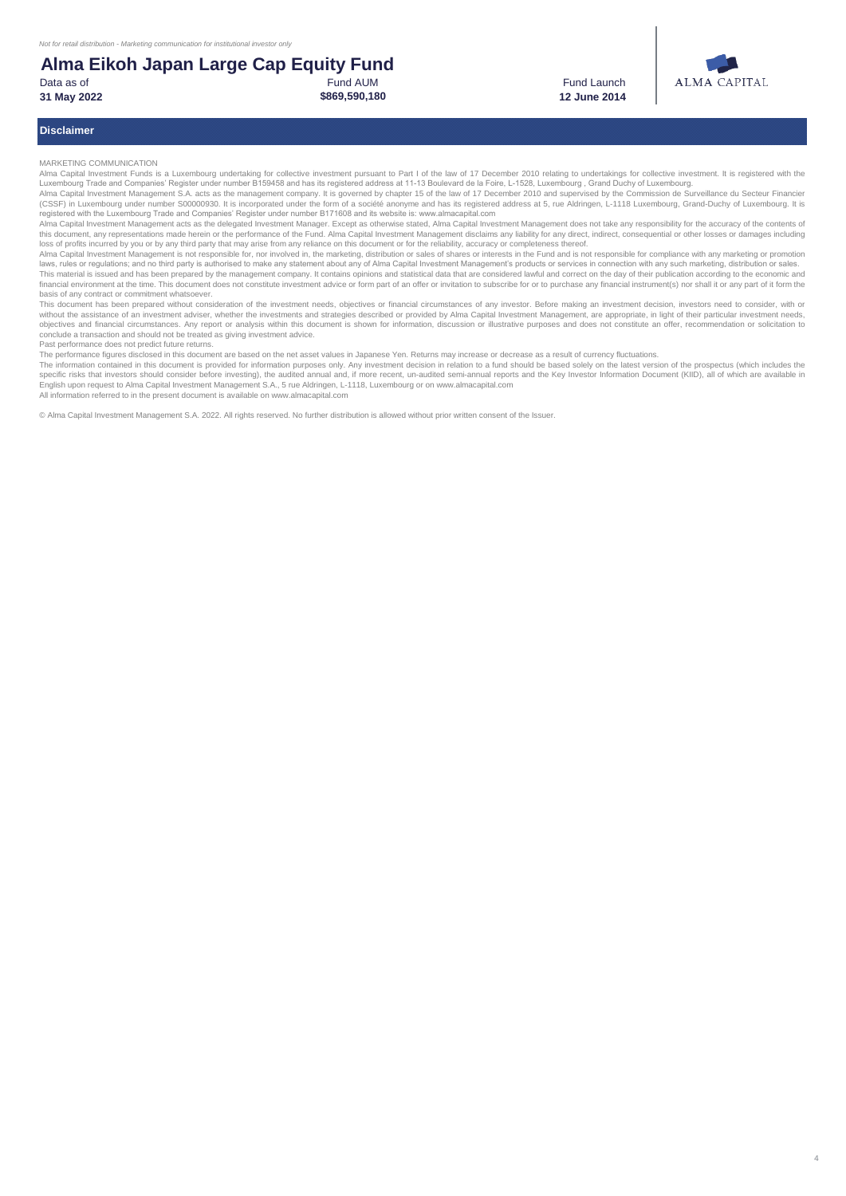*Not for retail distribution - Marketing communication for institutional investor only*

# Alma Eikoh Japan Large Cap Equity Fund

| Data as of | Fund AUM | Fund Launch |
| --- | --- | --- |
| **31 May 2022** | **$869,590,180** | **12 June 2014** |

ALMA CAPITAL

## Disclaimer

MARKETING COMMUNICATION

Alma Capital Investment Funds is a Luxembourg undertaking for collective investment pursuant to Part I of the law of 17 December 2010 relating to undertakings for collective investment. It is registered with the Luxembourg Trade and Companies' Register under number B159458 and has its registered address at 11-13 Boulevard de la Foire, L-1528, Luxembourg , Grand Duchy of Luxembourg.

Alma Capital Investment Management S.A. acts as the management company. It is governed by chapter 15 of the law of 17 December 2010 and supervised by the Commission de Surveillance du Secteur Financier (CSSF) in Luxembourg under number S00000930. It is incorporated under the form of a société anonyme and has its registered address at 5, rue Aldringen, L-1118 Luxembourg, Grand-Duchy of Luxembourg. It is registered with the Luxembourg Trade and Companies' Register under number B171608 and its website is: www.almacapital.com

Alma Capital Investment Management acts as the delegated Investment Manager. Except as otherwise stated, Alma Capital Investment Management does not take any responsibility for the accuracy of the contents of this document, any representations made herein or the performance of the Fund. Alma Capital Investment Management disclaims any liability for any direct, indirect, consequential or other losses or damages including loss of profits incurred by you or by any third party that may arise from any reliance on this document or for the reliability, accuracy or completeness thereof.

Alma Capital Investment Management is not responsible for, nor involved in, the marketing, distribution or sales of shares or interests in the Fund and is not responsible for compliance with any marketing or promotion laws, rules or regulations; and no third party is authorised to make any statement about any of Alma Capital Investment Management's products or services in connection with any such marketing, distribution or sales.

This material is issued and has been prepared by the management company. It contains opinions and statistical data that are considered lawful and correct on the day of their publication according to the economic and financial environment at the time. This document does not constitute investment advice or form part of an offer or invitation to subscribe for or to purchase any financial instrument(s) nor shall it or any part of it form the basis of any contract or commitment whatsoever.

This document has been prepared without consideration of the investment needs, objectives or financial circumstances of any investor. Before making an investment decision, investors need to consider, with or without the assistance of an investment adviser, whether the investments and strategies described or provided by Alma Capital Investment Management, are appropriate, in light of their particular investment needs, objectives and financial circumstances. Any report or analysis within this document is shown for information, discussion or illustrative purposes and does not constitute an offer, recommendation or solicitation to conclude a transaction and should not be treated as giving investment advice.

Past performance does not predict future returns.

The performance figures disclosed in this document are based on the net asset values in Japanese Yen. Returns may increase or decrease as a result of currency fluctuations.

The information contained in this document is provided for information purposes only. Any investment decision in relation to a fund should be based solely on the latest version of the prospectus (which includes the specific risks that investors should consider before investing), the audited annual and, if more recent, un-audited semi-annual reports and the Key Investor Information Document (KIID), all of which are available in English upon request to Alma Capital Investment Management S.A., 5 rue Aldringen, L-1118, Luxembourg or on www.almacapital.com

All information referred to in the present document is available on www.almacapital.com

© Alma Capital Investment Management S.A. 2022. All rights reserved. No further distribution is allowed without prior written consent of the Issuer.